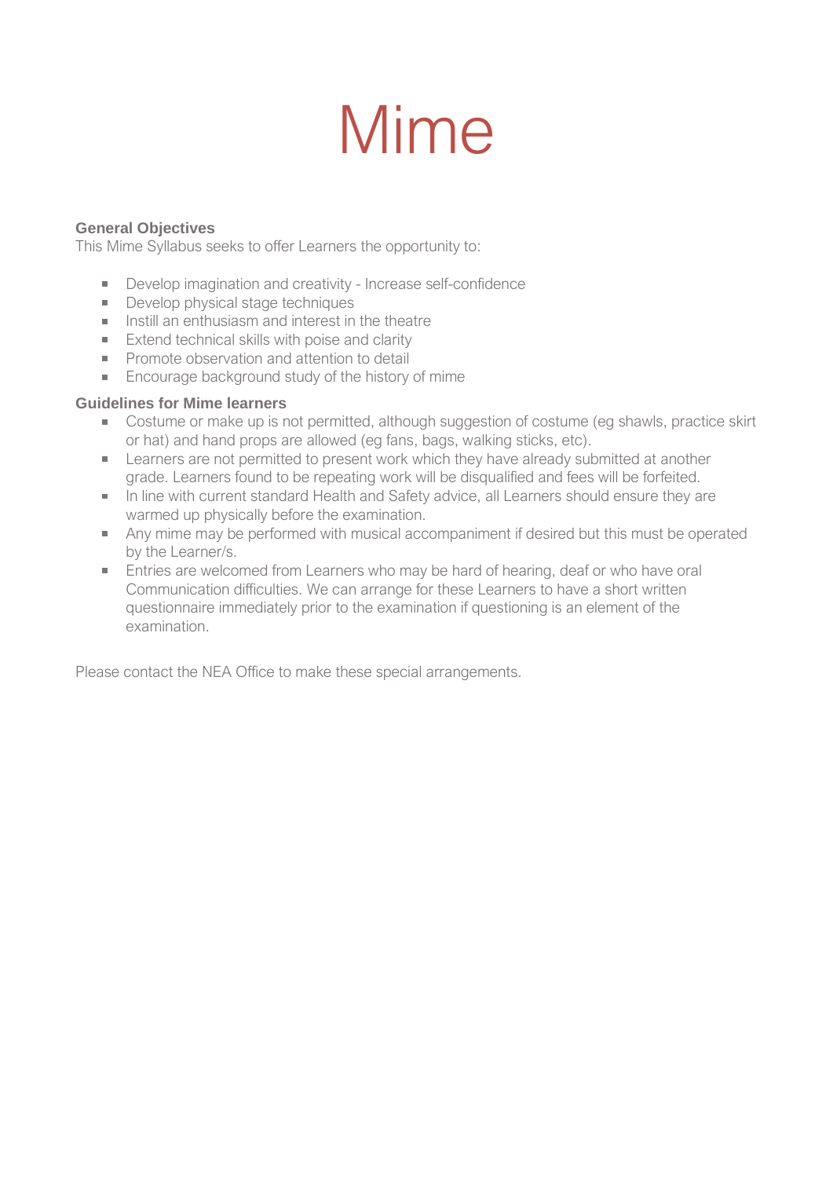# Mime

**General Objectives**

This Mime Syllabus seeks to offer Learners the opportunity to:

- Develop imagination and creativity - Increase self-confidence
- Develop physical stage techniques
- Instill an enthusiasm and interest in the theatre
- Extend technical skills with poise and clarity
- Promote observation and attention to detail
- Encourage background study of the history of mime

**Guidelines for Mime learners**

- Costume or make up is not permitted, although suggestion of costume (eg shawls, practice skirt or hat) and hand props are allowed (eg fans, bags, walking sticks, etc).
- Learners are not permitted to present work which they have already submitted at another grade. Learners found to be repeating work will be disqualified and fees will be forfeited.
- In line with current standard Health and Safety advice, all Learners should ensure they are warmed up physically before the examination.
- Any mime may be performed with musical accompaniment if desired but this must be operated by the Learner/s.
- Entries are welcomed from Learners who may be hard of hearing, deaf or who have oral Communication difficulties. We can arrange for these Learners to have a short written questionnaire immediately prior to the examination if questioning is an element of the examination.

Please contact the NEA Office to make these special arrangements.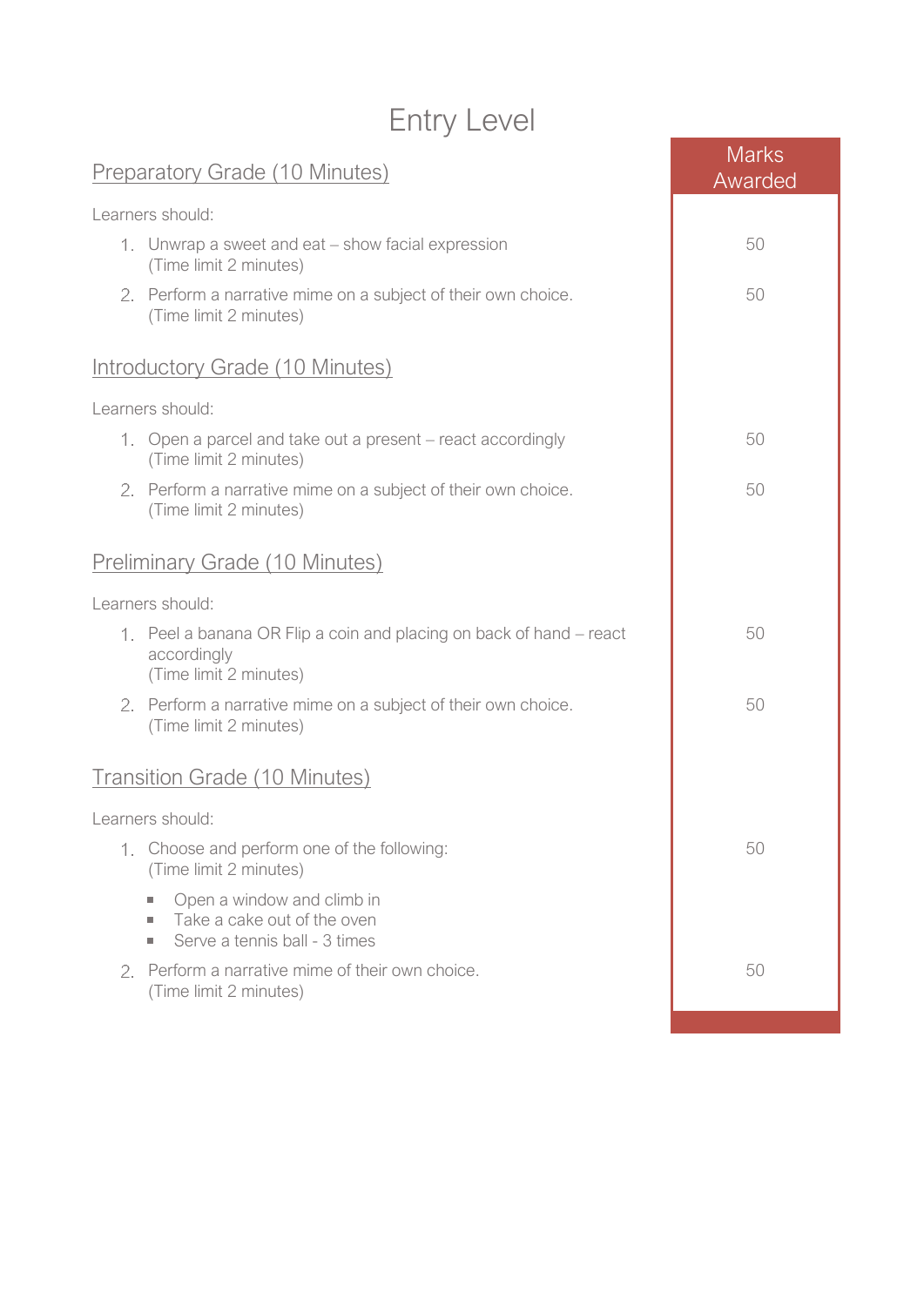# Entry Level

## Preparatory Grade (10 Minutes)

Learners should:

| Task | Marks Awarded |
|---|---|
| 1. Unwrap a sweet and eat – show facial expression (Time limit 2 minutes) | 50 |
| 2. Perform a narrative mime on a subject of their own choice. (Time limit 2 minutes) | 50 |

## Introductory Grade (10 Minutes)

Learners should:

| Task | Marks Awarded |
|---|---|
| 1. Open a parcel and take out a present – react accordingly (Time limit 2 minutes) | 50 |
| 2. Perform a narrative mime on a subject of their own choice. (Time limit 2 minutes) | 50 |

## Preliminary Grade (10 Minutes)

Learners should:

| Task | Marks Awarded |
|---|---|
| 1. Peel a banana OR Flip a coin and placing on back of hand – react accordingly (Time limit 2 minutes) | 50 |
| 2. Perform a narrative mime on a subject of their own choice. (Time limit 2 minutes) | 50 |

## Transition Grade (10 Minutes)

Learners should:

| Task | Marks Awarded |
|---|---|
| 1. Choose and perform one of the following: (Time limit 2 minutes)<br>▪ Open a window and climb in<br>▪ Take a cake out of the oven<br>▪ Serve a tennis ball - 3 times | 50 |
| 2. Perform a narrative mime of their own choice. (Time limit 2 minutes) | 50 |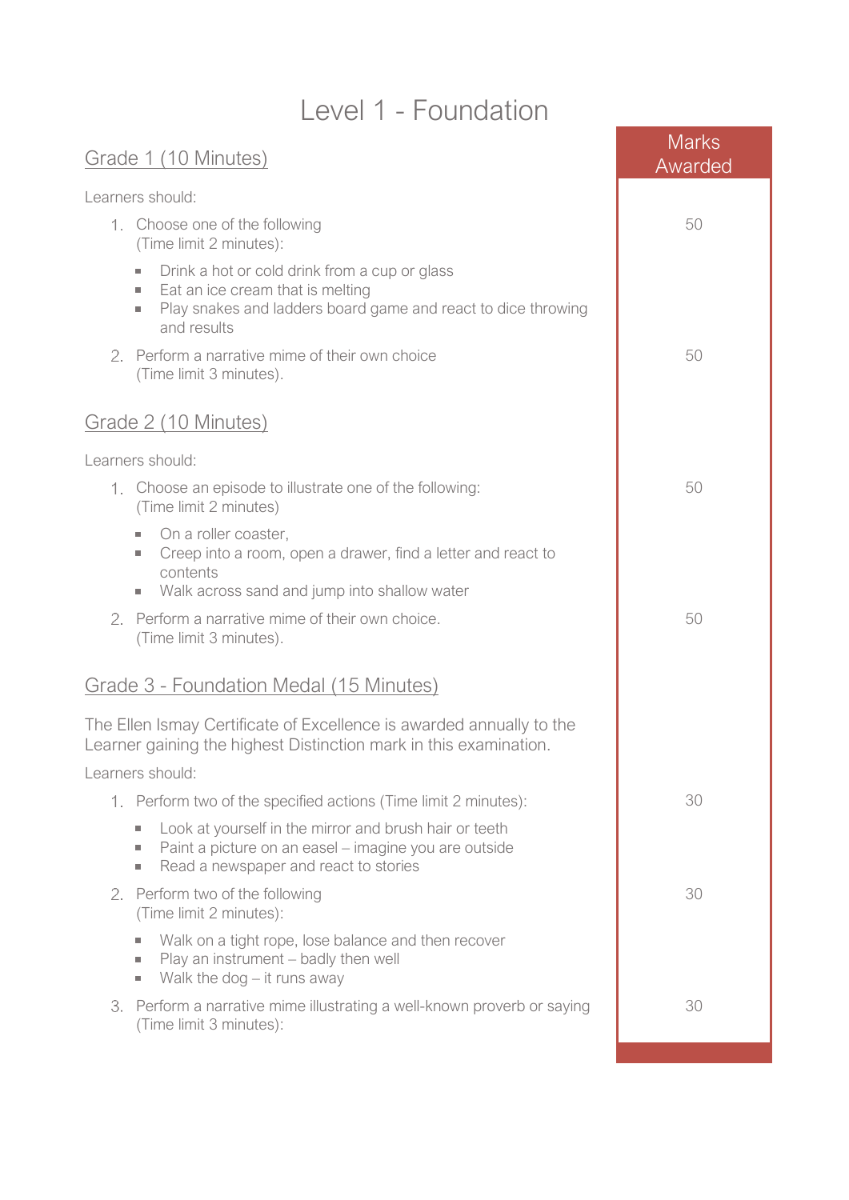# Level 1 - Foundation

**Marks Awarded**

## Grade 1 (10 Minutes)

Learners should:

1. Choose one of the following (Time limit 2 minutes): — **50**
   - Drink a hot or cold drink from a cup or glass
   - Eat an ice cream that is melting
   - Play snakes and ladders board game and react to dice throwing and results
2. Perform a narrative mime of their own choice (Time limit 3 minutes). — **50**

## Grade 2 (10 Minutes)

Learners should:

1. Choose an episode to illustrate one of the following: (Time limit 2 minutes) — **50**
   - On a roller coaster,
   - Creep into a room, open a drawer, find a letter and react to contents
   - Walk across sand and jump into shallow water
2. Perform a narrative mime of their own choice. (Time limit 3 minutes). — **50**

## Grade 3 - Foundation Medal (15 Minutes)

The Ellen Ismay Certificate of Excellence is awarded annually to the Learner gaining the highest Distinction mark in this examination.

Learners should:

1. Perform two of the specified actions (Time limit 2 minutes): — **30**
   - Look at yourself in the mirror and brush hair or teeth
   - Paint a picture on an easel – imagine you are outside
   - Read a newspaper and react to stories
2. Perform two of the following (Time limit 2 minutes): — **30**
   - Walk on a tight rope, lose balance and then recover
   - Play an instrument – badly then well
   - Walk the dog – it runs away
3. Perform a narrative mime illustrating a well-known proverb or saying (Time limit 3 minutes): — **30**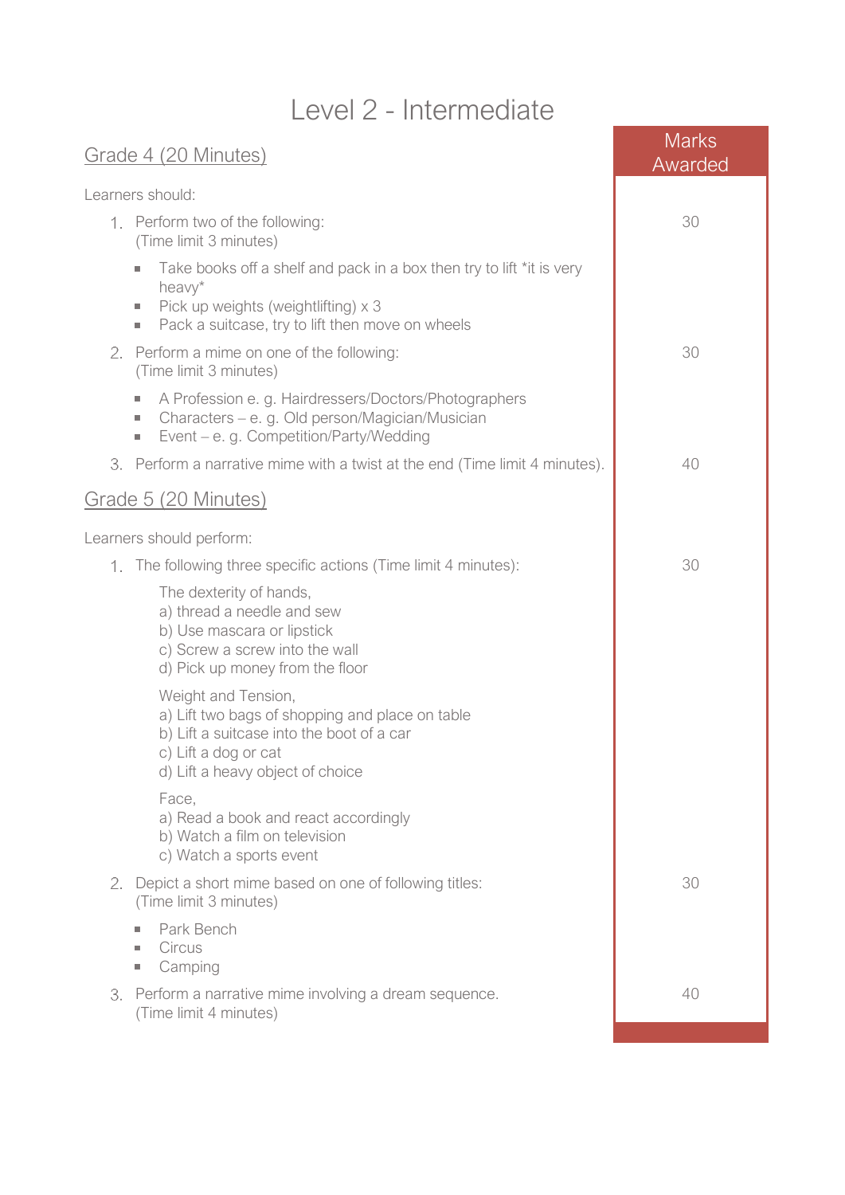# Level 2 - Intermediate

| | Marks Awarded |
|---|---|
| **Grade 4 (20 Minutes)** | |
| Learners should: | |
| 1. Perform two of the following: (Time limit 3 minutes)<br>▪ Take books off a shelf and pack in a box then try to lift *it is very heavy*<br>▪ Pick up weights (weightlifting) x 3<br>▪ Pack a suitcase, try to lift then move on wheels | 30 |
| 2. Perform a mime on one of the following: (Time limit 3 minutes)<br>▪ A Profession e. g. Hairdressers/Doctors/Photographers<br>▪ Characters – e. g. Old person/Magician/Musician<br>▪ Event – e. g. Competition/Party/Wedding | 30 |
| 3. Perform a narrative mime with a twist at the end (Time limit 4 minutes). | 40 |
| **Grade 5 (20 Minutes)** | |
| Learners should perform: | |
| 1. The following three specific actions (Time limit 4 minutes):<br>The dexterity of hands,<br>a) thread a needle and sew<br>b) Use mascara or lipstick<br>c) Screw a screw into the wall<br>d) Pick up money from the floor<br>Weight and Tension,<br>a) Lift two bags of shopping and place on table<br>b) Lift a suitcase into the boot of a car<br>c) Lift a dog or cat<br>d) Lift a heavy object of choice<br>Face,<br>a) Read a book and react accordingly<br>b) Watch a film on television<br>c) Watch a sports event | 30 |
| 2. Depict a short mime based on one of following titles: (Time limit 3 minutes)<br>▪ Park Bench<br>▪ Circus<br>▪ Camping | 30 |
| 3. Perform a narrative mime involving a dream sequence. (Time limit 4 minutes) | 40 |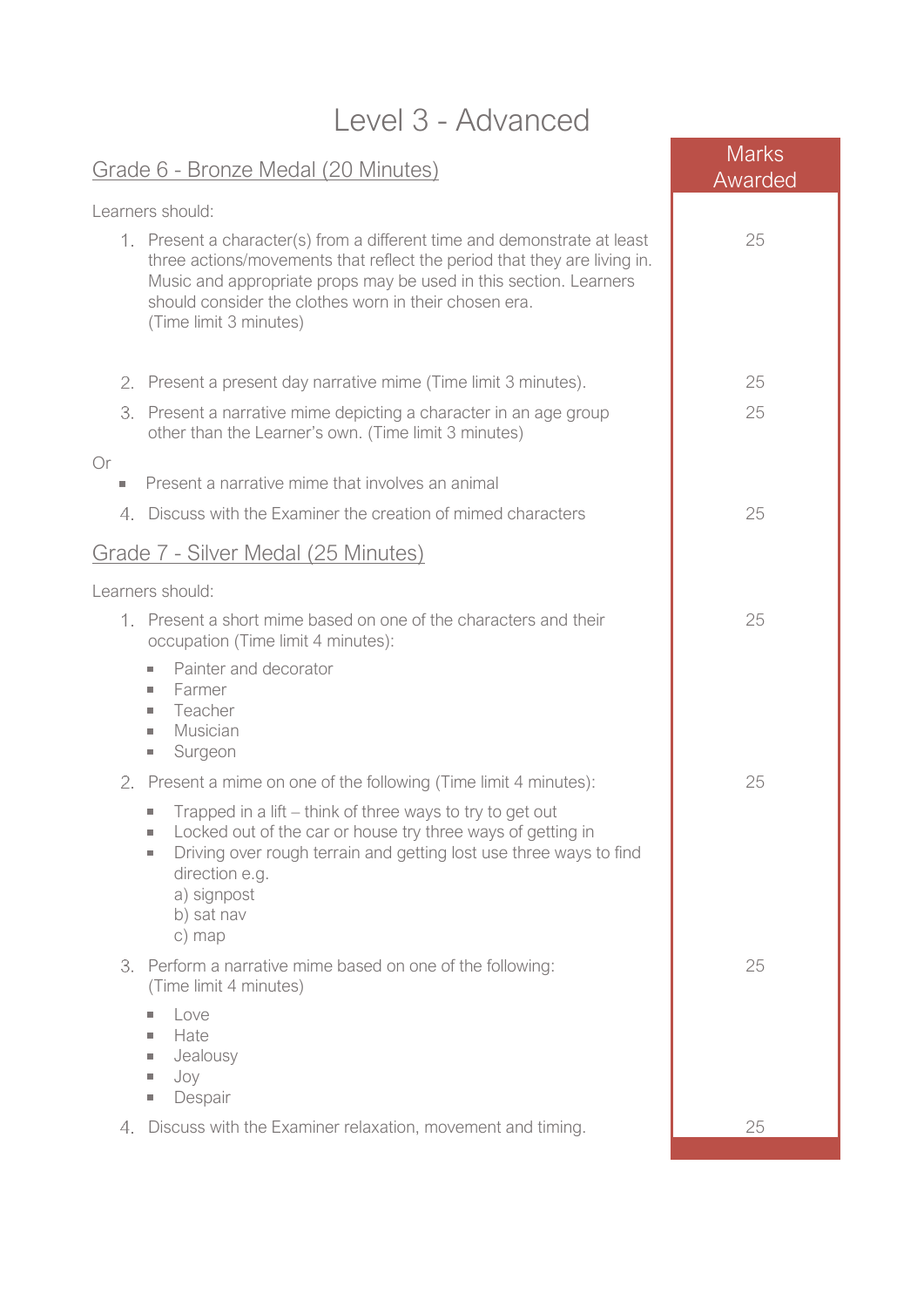# Level 3 - Advanced

| | Marks Awarded |
|---|---|
| **Grade 6 - Bronze Medal (20 Minutes)** | |
| Learners should: | |
| 1. Present a character(s) from a different time and demonstrate at least three actions/movements that reflect the period that they are living in. Music and appropriate props may be used in this section. Learners should consider the clothes worn in their chosen era. (Time limit 3 minutes) | 25 |
| 2. Present a present day narrative mime (Time limit 3 minutes). | 25 |
| 3. Present a narrative mime depicting a character in an age group other than the Learner's own. (Time limit 3 minutes)<br>Or<br>▪ Present a narrative mime that involves an animal | 25 |
| 4. Discuss with the Examiner the creation of mimed characters | 25 |
| **Grade 7 - Silver Medal (25 Minutes)** | |
| Learners should: | |
| 1. Present a short mime based on one of the characters and their occupation (Time limit 4 minutes):<br>▪ Painter and decorator<br>▪ Farmer<br>▪ Teacher<br>▪ Musician<br>▪ Surgeon | 25 |
| 2. Present a mime on one of the following (Time limit 4 minutes):<br>▪ Trapped in a lift – think of three ways to try to get out<br>▪ Locked out of the car or house try three ways of getting in<br>▪ Driving over rough terrain and getting lost use three ways to find direction e.g.<br>a) signpost<br>b) sat nav<br>c) map | 25 |
| 3. Perform a narrative mime based on one of the following: (Time limit 4 minutes)<br>▪ Love<br>▪ Hate<br>▪ Jealousy<br>▪ Joy<br>▪ Despair | 25 |
| 4. Discuss with the Examiner relaxation, movement and timing. | 25 |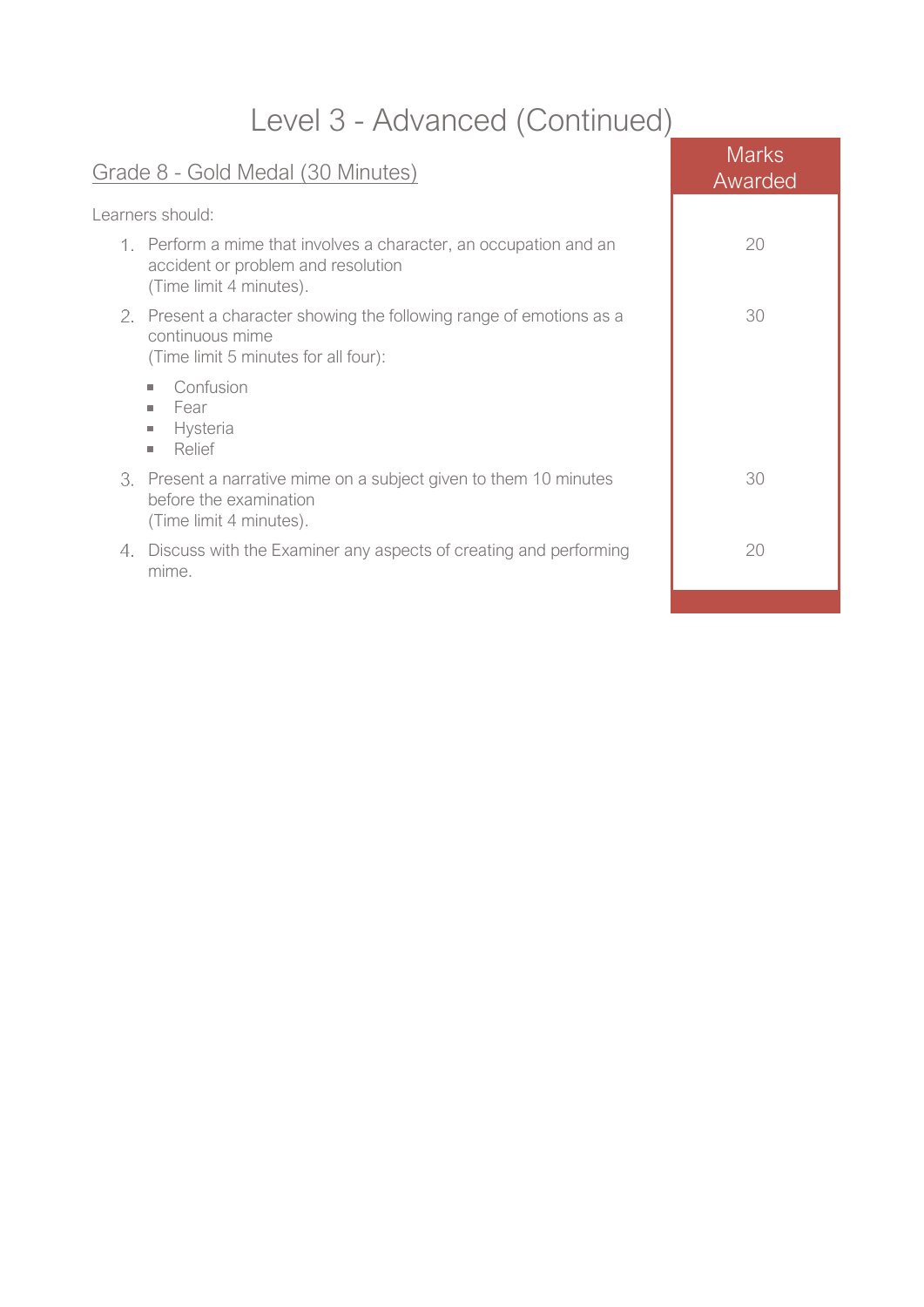# Level 3 - Advanced (Continued)

| Grade 8 - Gold Medal (30 Minutes) | Marks Awarded |
|---|---|
| Learners should: | |
| 1. Perform a mime that involves a character, an occupation and an accident or problem and resolution (Time limit 4 minutes). | 20 |
| 2. Present a character showing the following range of emotions as a continuous mime (Time limit 5 minutes for all four): <br> ▪ Confusion <br> ▪ Fear <br> ▪ Hysteria <br> ▪ Relief | 30 |
| 3. Present a narrative mime on a subject given to them 10 minutes before the examination (Time limit 4 minutes). | 30 |
| 4. Discuss with the Examiner any aspects of creating and performing mime. | 20 |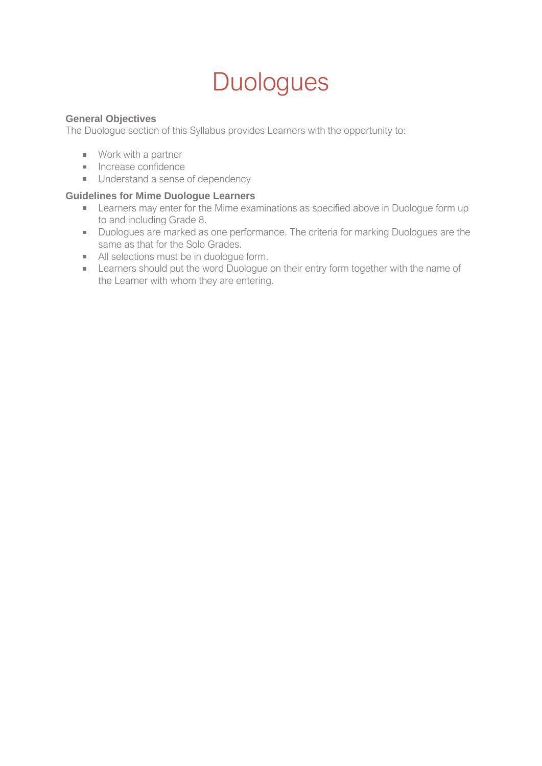# Duologues

**General Objectives**

The Duologue section of this Syllabus provides Learners with the opportunity to:

- Work with a partner
- Increase confidence
- Understand a sense of dependency

**Guidelines for Mime Duologue Learners**

- Learners may enter for the Mime examinations as specified above in Duologue form up to and including Grade 8.
- Duologues are marked as one performance. The criteria for marking Duologues are the same as that for the Solo Grades.
- All selections must be in duologue form.
- Learners should put the word Duologue on their entry form together with the name of the Learner with whom they are entering.